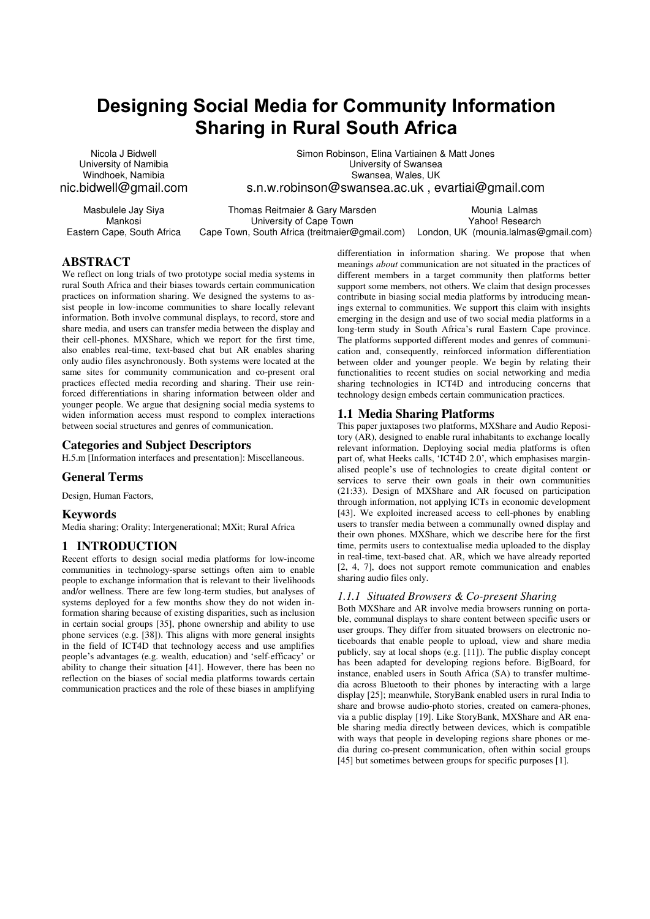# Designing Social Media for Community Information Sharing in Rural South Africa

Nicola J Bidwell
University of Namibia
Windhoek, Namibia
nic.bidwell@gmail.com

Simon Robinson, Elina Vartiainen & Matt Jones
University of Swansea
Swansea, Wales, UK
s.n.w.robinson@swansea.ac.uk , evartiai@gmail.com

Masbulele Jay Siya
Mankosi
Eastern Cape, South Africa

Thomas Reitmaier & Gary Marsden
University of Cape Town
Cape Town, South Africa (treitmaier@gmail.com)

Mounia Lalmas
Yahoo! Research
London, UK (mounia.lalmas@gmail.com)

## ABSTRACT

We reflect on long trials of two prototype social media systems in rural South Africa and their biases towards certain communication practices on information sharing. We designed the systems to assist people in low-income communities to share locally relevant information. Both involve communal displays, to record, store and share media, and users can transfer media between the display and their cell-phones. MXShare, which we report for the first time, also enables real-time, text-based chat but AR enables sharing only audio files asynchronously. Both systems were located at the same sites for community communication and co-present oral practices effected media recording and sharing. Their use reinforced differentiations in sharing information between older and younger people. We argue that designing social media systems to widen information access must respond to complex interactions between social structures and genres of communication.

### Categories and Subject Descriptors

H.5.m [Information interfaces and presentation]: Miscellaneous.

### General Terms

Design, Human Factors,

### Keywords

Media sharing; Orality; Intergenerational; MXit; Rural Africa

## 1 INTRODUCTION

Recent efforts to design social media platforms for low-income communities in technology-sparse settings often aim to enable people to exchange information that is relevant to their livelihoods and/or wellness. There are few long-term studies, but analyses of systems deployed for a few months show they do not widen information sharing because of existing disparities, such as inclusion in certain social groups [35], phone ownership and ability to use phone services (e.g. [38]). This aligns with more general insights in the field of ICT4D that technology access and use amplifies people's advantages (e.g. wealth, education) and 'self-efficacy' or ability to change their situation [41]. However, there has been no reflection on the biases of social media platforms towards certain communication practices and the role of these biases in amplifying differentiation in information sharing. We propose that when meanings *about* communication are not situated in the practices of different members in a target community then platforms better support some members, not others. We claim that design processes contribute in biasing social media platforms by introducing meanings external to communities. We support this claim with insights emerging in the design and use of two social media platforms in a long-term study in South Africa's rural Eastern Cape province. The platforms supported different modes and genres of communication and, consequently, reinforced information differentiation between older and younger people. We begin by relating their functionalities to recent studies on social networking and media sharing technologies in ICT4D and introducing concerns that technology design embeds certain communication practices.

### 1.1 Media Sharing Platforms

This paper juxtaposes two platforms, MXShare and Audio Repository (AR), designed to enable rural inhabitants to exchange locally relevant information. Deploying social media platforms is often part of, what Heeks calls, 'ICT4D 2.0', which emphasises marginalised people's use of technologies to create digital content or services to serve their own goals in their own communities (21:33). Design of MXShare and AR focused on participation through information, not applying ICTs in economic development [43]. We exploited increased access to cell-phones by enabling users to transfer media between a communally owned display and their own phones. MXShare, which we describe here for the first time, permits users to contextualise media uploaded to the display in real-time, text-based chat. AR, which we have already reported [2, 4, 7], does not support remote communication and enables sharing audio files only.

#### *1.1.1 Situated Browsers & Co-present Sharing*

Both MXShare and AR involve media browsers running on portable, communal displays to share content between specific users or user groups. They differ from situated browsers on electronic noticeboards that enable people to upload, view and share media publicly, say at local shops (e.g. [11]). The public display concept has been adapted for developing regions before. BigBoard, for instance, enabled users in South Africa (SA) to transfer multimedia across Bluetooth to their phones by interacting with a large display [25]; meanwhile, StoryBank enabled users in rural India to share and browse audio-photo stories, created on camera-phones, via a public display [19]. Like StoryBank, MXShare and AR enable sharing media directly between devices, which is compatible with ways that people in developing regions share phones or media during co-present communication, often within social groups [45] but sometimes between groups for specific purposes [1].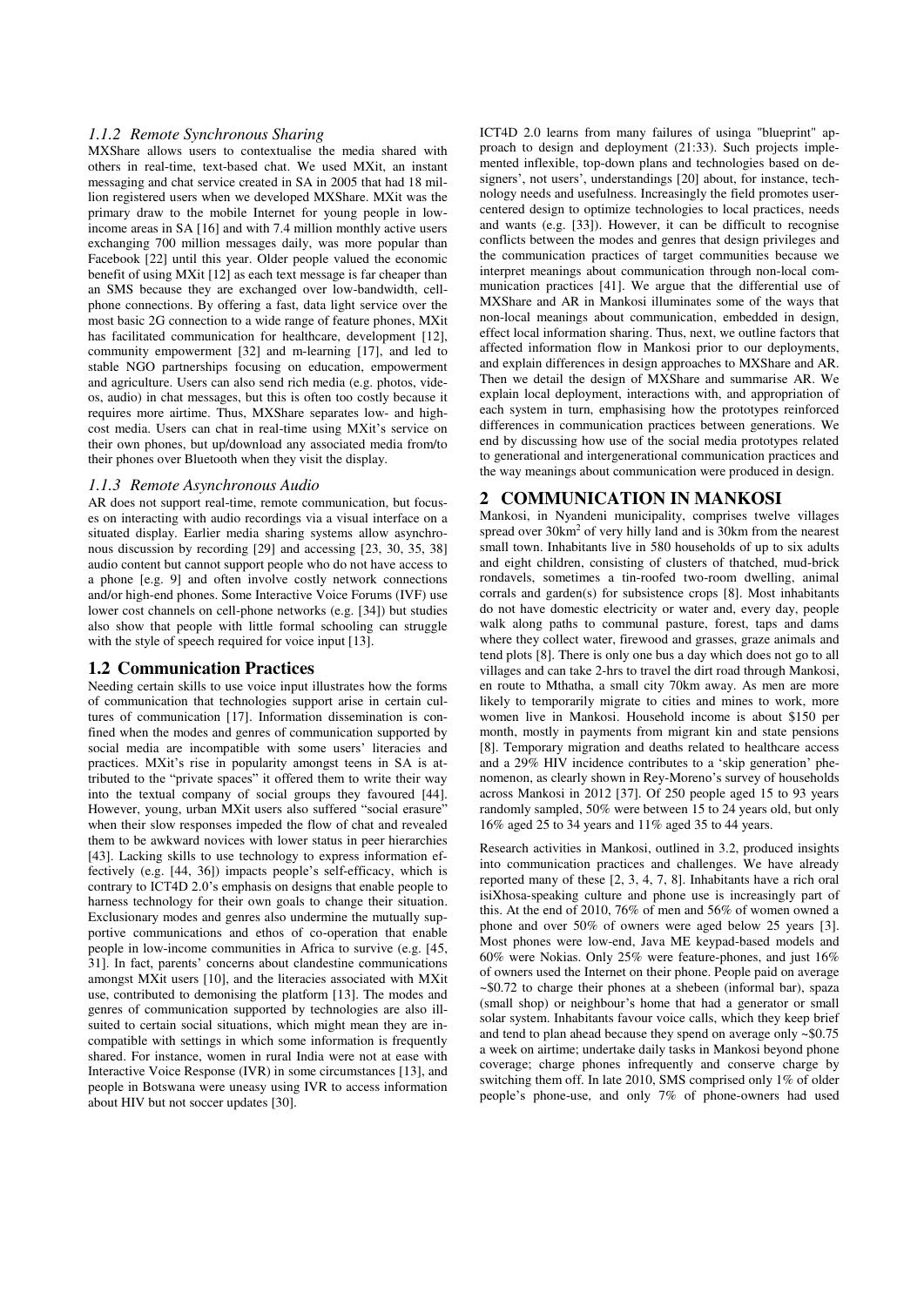### 1.1.2 Remote Synchronous Sharing

MXShare allows users to contextualise the media shared with others in real-time, text-based chat. We used MXit, an instant messaging and chat service created in SA in 2005 that had 18 million registered users when we developed MXShare. MXit was the primary draw to the mobile Internet for young people in low-income areas in SA [16] and with 7.4 million monthly active users exchanging 700 million messages daily, was more popular than Facebook [22] until this year. Older people valued the economic benefit of using MXit [12] as each text message is far cheaper than an SMS because they are exchanged over low-bandwidth, cell-phone connections. By offering a fast, data light service over the most basic 2G connection to a wide range of feature phones, MXit has facilitated communication for healthcare, development [12], community empowerment [32] and m-learning [17], and led to stable NGO partnerships focusing on education, empowerment and agriculture. Users can also send rich media (e.g. photos, videos, audio) in chat messages, but this is often too costly because it requires more airtime. Thus, MXShare separates low- and high-cost media. Users can chat in real-time using MXit's service on their own phones, but up/download any associated media from/to their phones over Bluetooth when they visit the display.

### 1.1.3 Remote Asynchronous Audio

AR does not support real-time, remote communication, but focuses on interacting with audio recordings via a visual interface on a situated display. Earlier media sharing systems allow asynchronous discussion by recording [29] and accessing [23, 30, 35, 38] audio content but cannot support people who do not have access to a phone [e.g. 9] and often involve costly network connections and/or high-end phones. Some Interactive Voice Forums (IVF) use lower cost channels on cell-phone networks (e.g. [34]) but studies also show that people with little formal schooling can struggle with the style of speech required for voice input [13].

## 1.2 Communication Practices

Needing certain skills to use voice input illustrates how the forms of communication that technologies support arise in certain cultures of communication [17]. Information dissemination is confined when the modes and genres of communication supported by social media are incompatible with some users' literacies and practices. MXit's rise in popularity amongst teens in SA is attributed to the "private spaces" it offered them to write their way into the textual company of social groups they favoured [44]. However, young, urban MXit users also suffered "social erasure" when their slow responses impeded the flow of chat and revealed them to be awkward novices with lower status in peer hierarchies [43]. Lacking skills to use technology to express information effectively (e.g. [44, 36]) impacts people's self-efficacy, which is contrary to ICT4D 2.0's emphasis on designs that enable people to harness technology for their own goals to change their situation. Exclusionary modes and genres also undermine the mutually supportive communications and ethos of co-operation that enable people in low-income communities in Africa to survive (e.g. [45, 31]. In fact, parents' concerns about clandestine communications amongst MXit users [10], and the literacies associated with MXit use, contributed to demonising the platform [13]. The modes and genres of communication supported by technologies are also ill-suited to certain social situations, which might mean they are incompatible with settings in which some information is frequently shared. For instance, women in rural India were not at ease with Interactive Voice Response (IVR) in some circumstances [13], and people in Botswana were uneasy using IVR to access information about HIV but not soccer updates [30].

ICT4D 2.0 learns from many failures of usinga "blueprint" approach to design and deployment (21:33). Such projects implemented inflexible, top-down plans and technologies based on designers', not users', understandings [20] about, for instance, technology needs and usefulness. Increasingly the field promotes user-centered design to optimize technologies to local practices, needs and wants (e.g. [33]). However, it can be difficult to recognise conflicts between the modes and genres that design privileges and the communication practices of target communities because we interpret meanings about communication through non-local communication practices [41]. We argue that the differential use of MXShare and AR in Mankosi illuminates some of the ways that non-local meanings about communication, embedded in design, effect local information sharing. Thus, next, we outline factors that affected information flow in Mankosi prior to our deployments, and explain differences in design approaches to MXShare and AR. Then we detail the design of MXShare and summarise AR. We explain local deployment, interactions with, and appropriation of each system in turn, emphasising how the prototypes reinforced differences in communication practices between generations. We end by discussing how use of the social media prototypes related to generational and intergenerational communication practices and the way meanings about communication were produced in design.

# 2 COMMUNICATION IN MANKOSI

Mankosi, in Nyandeni municipality, comprises twelve villages spread over 30km$^2$ of very hilly land and is 30km from the nearest small town. Inhabitants live in 580 households of up to six adults and eight children, consisting of clusters of thatched, mud-brick rondavels, sometimes a tin-roofed two-room dwelling, animal corrals and garden(s) for subsistence crops [8]. Most inhabitants do not have domestic electricity or water and, every day, people walk along paths to communal pasture, forest, taps and dams where they collect water, firewood and grasses, graze animals and tend plots [8]. There is only one bus a day which does not go to all villages and can take 2-hrs to travel the dirt road through Mankosi, en route to Mthatha, a small city 70km away. As men are more likely to temporarily migrate to cities and mines to work, more women live in Mankosi. Household income is about \$150 per month, mostly in payments from migrant kin and state pensions [8]. Temporary migration and deaths related to healthcare access and a 29% HIV incidence contributes to a 'skip generation' phenomenon, as clearly shown in Rey-Moreno's survey of households across Mankosi in 2012 [37]. Of 250 people aged 15 to 93 years randomly sampled, 50% were between 15 to 24 years old, but only 16% aged 25 to 34 years and 11% aged 35 to 44 years.

Research activities in Mankosi, outlined in 3.2, produced insights into communication practices and challenges. We have already reported many of these [2, 3, 4, 7, 8]. Inhabitants have a rich oral isiXhosa-speaking culture and phone use is increasingly part of this. At the end of 2010, 76% of men and 56% of women owned a phone and over 50% of owners were aged below 25 years [3]. Most phones were low-end, Java ME keypad-based models and 60% were Nokias. Only 25% were feature-phones, and just 16% of owners used the Internet on their phone. People paid on average ~\$0.72 to charge their phones at a shebeen (informal bar), spaza (small shop) or neighbour's home that had a generator or small solar system. Inhabitants favour voice calls, which they keep brief and tend to plan ahead because they spend on average only ~\$0.75 a week on airtime; undertake daily tasks in Mankosi beyond phone coverage; charge phones infrequently and conserve charge by switching them off. In late 2010, SMS comprised only 1% of older people's phone-use, and only 7% of phone-owners had used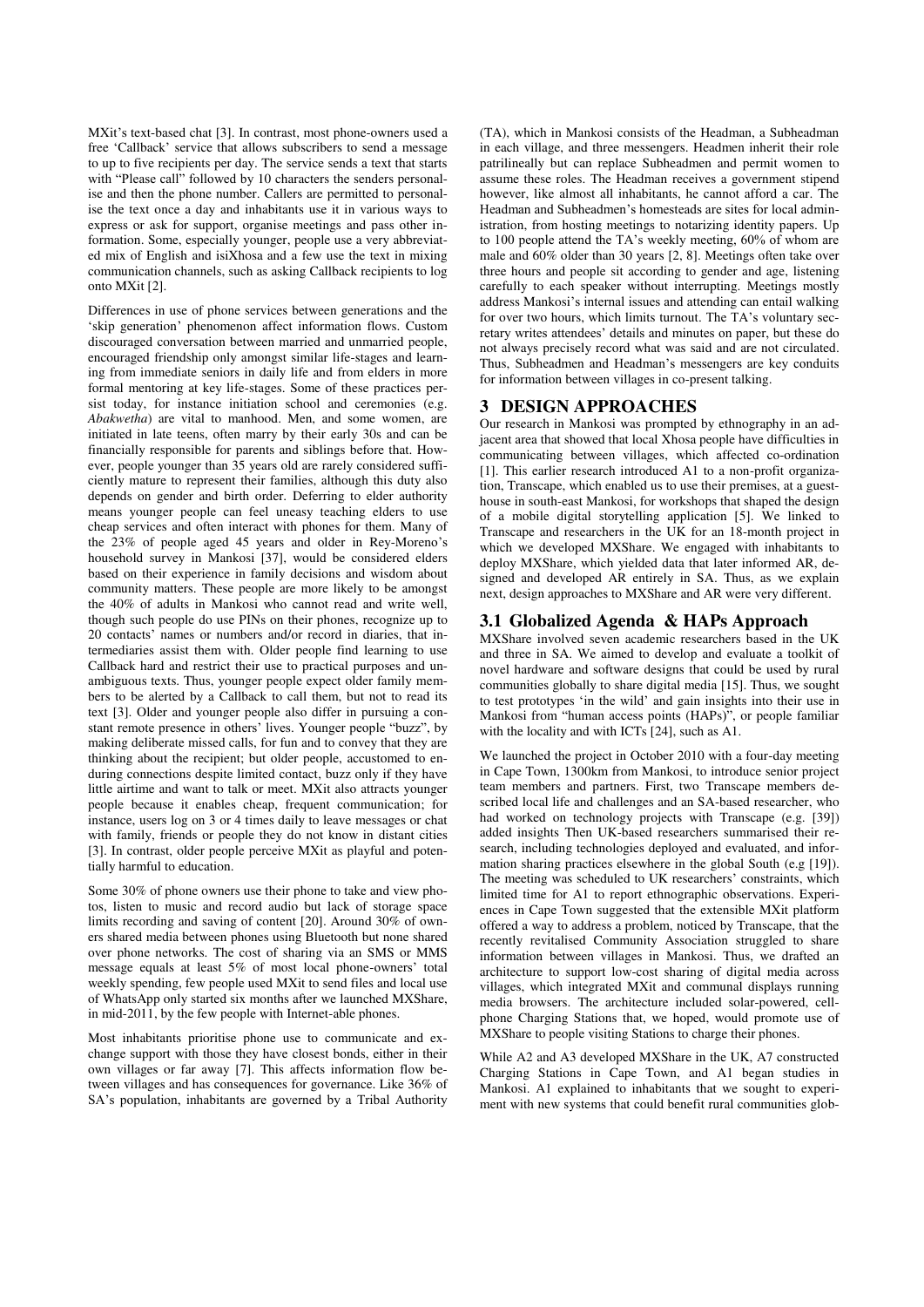MXit's text-based chat [3]. In contrast, most phone-owners used a free 'Callback' service that allows subscribers to send a message to up to five recipients per day. The service sends a text that starts with "Please call" followed by 10 characters the senders personalise and then the phone number. Callers are permitted to personalise the text once a day and inhabitants use it in various ways to express or ask for support, organise meetings and pass other information. Some, especially younger, people use a very abbreviated mix of English and isiXhosa and a few use the text in mixing communication channels, such as asking Callback recipients to log onto MXit [2].

Differences in use of phone services between generations and the 'skip generation' phenomenon affect information flows. Custom discouraged conversation between married and unmarried people, encouraged friendship only amongst similar life-stages and learning from immediate seniors in daily life and from elders in more formal mentoring at key life-stages. Some of these practices persist today, for instance initiation school and ceremonies (e.g. *Abakwetha*) are vital to manhood. Men, and some women, are initiated in late teens, often marry by their early 30s and can be financially responsible for parents and siblings before that. However, people younger than 35 years old are rarely considered sufficiently mature to represent their families, although this duty also depends on gender and birth order. Deferring to elder authority means younger people can feel uneasy teaching elders to use cheap services and often interact with phones for them. Many of the 23% of people aged 45 years and older in Rey-Moreno's household survey in Mankosi [37], would be considered elders based on their experience in family decisions and wisdom about community matters. These people are more likely to be amongst the 40% of adults in Mankosi who cannot read and write well, though such people do use PINs on their phones, recognize up to 20 contacts' names or numbers and/or record in diaries, that intermediaries assist them with. Older people find learning to use Callback hard and restrict their use to practical purposes and unambiguous texts. Thus, younger people expect older family members to be alerted by a Callback to call them, but not to read its text [3]. Older and younger people also differ in pursuing a constant remote presence in others' lives. Younger people "buzz", by making deliberate missed calls, for fun and to convey that they are thinking about the recipient; but older people, accustomed to enduring connections despite limited contact, buzz only if they have little airtime and want to talk or meet. MXit also attracts younger people because it enables cheap, frequent communication; for instance, users log on 3 or 4 times daily to leave messages or chat with family, friends or people they do not know in distant cities [3]. In contrast, older people perceive MXit as playful and potentially harmful to education.

Some 30% of phone owners use their phone to take and view photos, listen to music and record audio but lack of storage space limits recording and saving of content [20]. Around 30% of owners shared media between phones using Bluetooth but none shared over phone networks. The cost of sharing via an SMS or MMS message equals at least 5% of most local phone-owners' total weekly spending, few people used MXit to send files and local use of WhatsApp only started six months after we launched MXShare, in mid-2011, by the few people with Internet-able phones.

Most inhabitants prioritise phone use to communicate and exchange support with those they have closest bonds, either in their own villages or far away [7]. This affects information flow between villages and has consequences for governance. Like 36% of SA's population, inhabitants are governed by a Tribal Authority (TA), which in Mankosi consists of the Headman, a Subheadman in each village, and three messengers. Headmen inherit their role patrilineally but can replace Subheadmen and permit women to assume these roles. The Headman receives a government stipend however, like almost all inhabitants, he cannot afford a car. The Headman and Subheadmen's homesteads are sites for local administration, from hosting meetings to notarizing identity papers. Up to 100 people attend the TA's weekly meeting, 60% of whom are male and 60% older than 30 years [2, 8]. Meetings often take over three hours and people sit according to gender and age, listening carefully to each speaker without interrupting. Meetings mostly address Mankosi's internal issues and attending can entail walking for over two hours, which limits turnout. The TA's voluntary secretary writes attendees' details and minutes on paper, but these do not always precisely record what was said and are not circulated. Thus, Subheadmen and Headman's messengers are key conduits for information between villages in co-present talking.

# 3 DESIGN APPROACHES

Our research in Mankosi was prompted by ethnography in an adjacent area that showed that local Xhosa people have difficulties in communicating between villages, which affected co-ordination [1]. This earlier research introduced A1 to a non-profit organization, Transcape, which enabled us to use their premises, at a guest-house in south-east Mankosi, for workshops that shaped the design of a mobile digital storytelling application [5]. We linked to Transcape and researchers in the UK for an 18-month project in which we developed MXShare. We engaged with inhabitants to deploy MXShare, which yielded data that later informed AR, designed and developed AR entirely in SA. Thus, as we explain next, design approaches to MXShare and AR were very different.

## 3.1 Globalized Agenda & HAPs Approach

MXShare involved seven academic researchers based in the UK and three in SA. We aimed to develop and evaluate a toolkit of novel hardware and software designs that could be used by rural communities globally to share digital media [15]. Thus, we sought to test prototypes 'in the wild' and gain insights into their use in Mankosi from "human access points (HAPs)", or people familiar with the locality and with ICTs [24], such as A1.

We launched the project in October 2010 with a four-day meeting in Cape Town, 1300km from Mankosi, to introduce senior project team members and partners. First, two Transcape members described local life and challenges and an SA-based researcher, who had worked on technology projects with Transcape (e.g. [39]) added insights Then UK-based researchers summarised their research, including technologies deployed and evaluated, and information sharing practices elsewhere in the global South (e.g [19]). The meeting was scheduled to UK researchers' constraints, which limited time for A1 to report ethnographic observations. Experiences in Cape Town suggested that the extensible MXit platform offered a way to address a problem, noticed by Transcape, that the recently revitalised Community Association struggled to share information between villages in Mankosi. Thus, we drafted an architecture to support low-cost sharing of digital media across villages, which integrated MXit and communal displays running media browsers. The architecture included solar-powered, cellphone Charging Stations that, we hoped, would promote use of MXShare to people visiting Stations to charge their phones.

While A2 and A3 developed MXShare in the UK, A7 constructed Charging Stations in Cape Town, and A1 began studies in Mankosi. A1 explained to inhabitants that we sought to experiment with new systems that could benefit rural communities glob-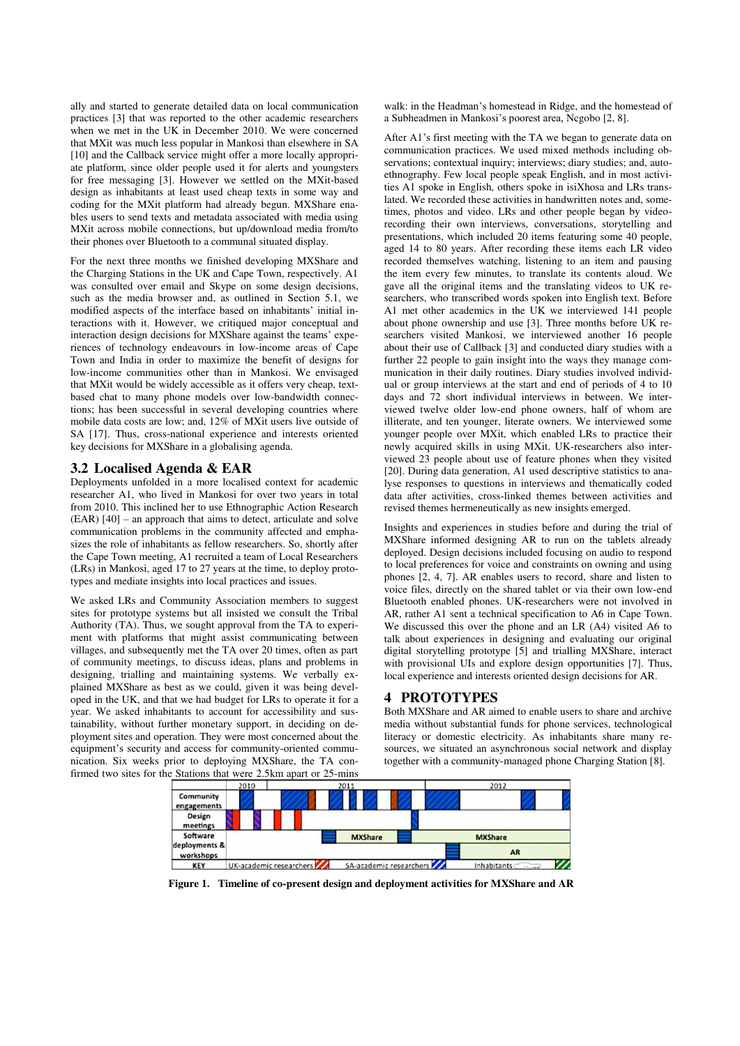ally and started to generate detailed data on local communication practices [3] that was reported to the other academic researchers when we met in the UK in December 2010. We were concerned that MXit was much less popular in Mankosi than elsewhere in SA [10] and the Callback service might offer a more locally appropriate platform, since older people used it for alerts and youngsters for free messaging [3]. However we settled on the MXit-based design as inhabitants at least used cheap texts in some way and coding for the MXit platform had already begun. MXShare enables users to send texts and metadata associated with media using MXit across mobile connections, but up/download media from/to their phones over Bluetooth to a communal situated display.

For the next three months we finished developing MXShare and the Charging Stations in the UK and Cape Town, respectively. A1 was consulted over email and Skype on some design decisions, such as the media browser and, as outlined in Section 5.1, we modified aspects of the interface based on inhabitants' initial interactions with it. However, we critiqued major conceptual and interaction design decisions for MXShare against the teams' experiences of technology endeavours in low-income areas of Cape Town and India in order to maximize the benefit of designs for low-income communities other than in Mankosi. We envisaged that MXit would be widely accessible as it offers very cheap, text-based chat to many phone models over low-bandwidth connections; has been successful in several developing countries where mobile data costs are low; and, 12% of MXit users live outside of SA [17]. Thus, cross-national experience and interests oriented key decisions for MXShare in a globalising agenda.

## 3.2 Localised Agenda & EAR

Deployments unfolded in a more localised context for academic researcher A1, who lived in Mankosi for over two years in total from 2010. This inclined her to use Ethnographic Action Research (EAR) [40] – an approach that aims to detect, articulate and solve communication problems in the community affected and emphasizes the role of inhabitants as fellow researchers. So, shortly after the Cape Town meeting, A1 recruited a team of Local Researchers (LRs) in Mankosi, aged 17 to 27 years at the time, to deploy prototypes and mediate insights into local practices and issues.

We asked LRs and Community Association members to suggest sites for prototype systems but all insisted we consult the Tribal Authority (TA). Thus, we sought approval from the TA to experiment with platforms that might assist communicating between villages, and subsequently met the TA over 20 times, often as part of community meetings, to discuss ideas, plans and problems in designing, trialling and maintaining systems. We verbally explained MXShare as best as we could, given it was being developed in the UK, and that we had budget for LRs to operate it for a year. We asked inhabitants to account for accessibility and sustainability, without further monetary support, in deciding on deployment sites and operation. They were most concerned about the equipment's security and access for community-oriented communication. Six weeks prior to deploying MXShare, the TA confirmed two sites for the Stations that were 2.5km apart or 25-mins walk: in the Headman's homestead in Ridge, and the homestead of a Subheadmen in Mankosi's poorest area, Ncgobo [2, 8].

After A1's first meeting with the TA we began to generate data on communication practices. We used mixed methods including observations; contextual inquiry; interviews; diary studies; and, auto-ethnography. Few local people speak English, and in most activities A1 spoke in English, others spoke in isiXhosa and LRs translated. We recorded these activities in handwritten notes and, sometimes, photos and video. LRs and other people began by video-recording their own interviews, conversations, storytelling and presentations, which included 20 items featuring some 40 people, aged 14 to 80 years. After recording these items each LR video recorded themselves watching, listening to an item and pausing the item every few minutes, to translate its contents aloud. We gave all the original items and the translating videos to UK researchers, who transcribed words spoken into English text. Before A1 met other academics in the UK we interviewed 141 people about phone ownership and use [3]. Three months before UK researchers visited Mankosi, we interviewed another 16 people about their use of Callback [3] and conducted diary studies with a further 22 people to gain insight into the ways they manage communication in their daily routines. Diary studies involved individual or group interviews at the start and end of periods of 4 to 10 days and 72 short individual interviews in between. We interviewed twelve older low-end phone owners, half of whom are illiterate, and ten younger, literate owners. We interviewed some younger people over MXit, which enabled LRs to practice their newly acquired skills in using MXit. UK-researchers also interviewed 23 people about use of feature phones when they visited [20]. During data generation, A1 used descriptive statistics to analyse responses to questions in interviews and thematically coded data after activities, cross-linked themes between activities and revised themes hermeneutically as new insights emerged.

Insights and experiences in studies before and during the trial of MXShare informed designing AR to run on the tablets already deployed. Design decisions included focusing on audio to respond to local preferences for voice and constraints on owning and using phones [2, 4, 7]. AR enables users to record, share and listen to voice files, directly on the shared tablet or via their own low-end Bluetooth enabled phones. UK-researchers were not involved in AR, rather A1 sent a technical specification to A6 in Cape Town. We discussed this over the phone and an LR (A4) visited A6 to talk about experiences in designing and evaluating our original digital storytelling prototype [5] and trialling MXShare, interact with provisional UIs and explore design opportunities [7]. Thus, local experience and interests oriented design decisions for AR.

# 4 PROTOTYPES

Both MXShare and AR aimed to enable users to share and archive media without substantial funds for phone services, technological literacy or domestic electricity. As inhabitants share many resources, we situated an asynchronous social network and display together with a community-managed phone Charging Station [8].

2010
2011
2012
Community engagements
Design meetings
Software deployments & workshops
MXShare
MXShare
AR
KEY
UK-academic researchers
SA-academic researchers
Inhabitants

**Figure 1. Timeline of co-present design and deployment activities for MXShare and AR**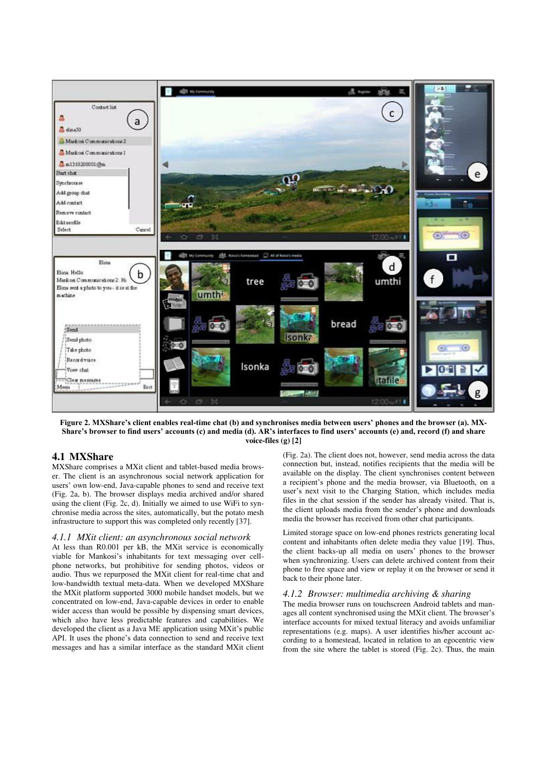Figure 2. MXShare's client enables real-time chat (b) and synchronises media between users' phones and the browser (a). MX-Share's browser to find users' accounts (c) and media (d). AR's interfaces to find users' accounts (e) and, record (f) and share voice-files (g) [2]

## 4.1 MXShare

MXShare comprises a MXit client and tablet-based media browser. The client is an asynchronous social network application for users' own low-end, Java-capable phones to send and receive text (Fig. 2a, b). The browser displays media archived and/or shared using the client (Fig. 2c, d). Initially we aimed to use WiFi to synchronise media across the sites, automatically, but the potato mesh infrastructure to support this was completed only recently [37].

### *4.1.1 MXit client: an asynchronous social network*

At less than R0.001 per kB, the MXit service is economically viable for Mankosi's inhabitants for text messaging over cellphone networks, but prohibitive for sending photos, videos or audio. Thus we repurposed the MXit client for real-time chat and low-bandwidth textual meta-data. When we developed MXShare the MXit platform supported 3000 mobile handset models, but we concentrated on low-end, Java-capable devices in order to enable wider access than would be possible by dispensing smart devices, which also have less predictable features and capabilities. We developed the client as a Java ME application using MXit's public API. It uses the phone's data connection to send and receive text messages and has a similar interface as the standard MXit client (Fig. 2a). The client does not, however, send media across the data connection but, instead, notifies recipients that the media will be available on the display. The client synchronises content between a recipient's phone and the media browser, via Bluetooth, on a user's next visit to the Charging Station, which includes media files in the chat session if the sender has already visited. That is, the client uploads media from the sender's phone and downloads media the browser has received from other chat participants.

Limited storage space on low-end phones restricts generating local content and inhabitants often delete media they value [19]. Thus, the client backs-up all media on users' phones to the browser when synchronizing. Users can delete archived content from their phone to free space and view or replay it on the browser or send it back to their phone later.

### *4.1.2 Browser: multimedia archiving & sharing*

The media browser runs on touchscreen Android tablets and manages all content synchronised using the MXit client. The browser's interface accounts for mixed textual literacy and avoids unfamiliar representations (e.g. maps). A user identifies his/her account according to a homestead, located in relation to an egocentric view from the site where the tablet is stored (Fig. 2c). Thus, the main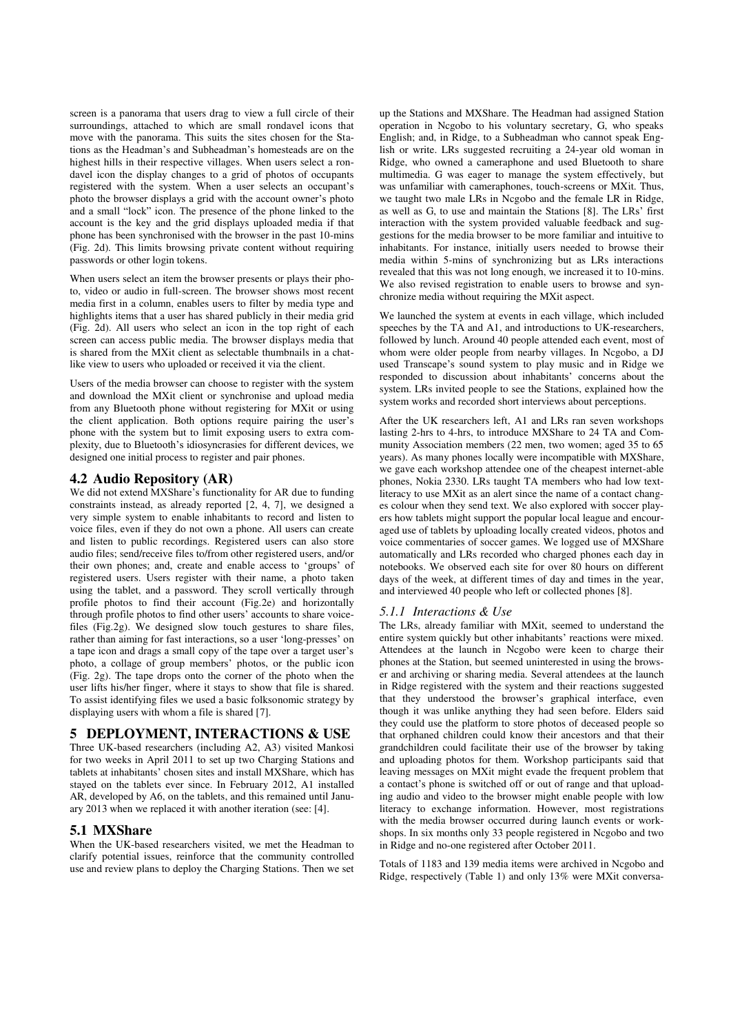screen is a panorama that users drag to view a full circle of their surroundings, attached to which are small rondavel icons that move with the panorama. This suits the sites chosen for the Stations as the Headman's and Subheadman's homesteads are on the highest hills in their respective villages. When users select a rondavel icon the display changes to a grid of photos of occupants registered with the system. When a user selects an occupant's photo the browser displays a grid with the account owner's photo and a small "lock" icon. The presence of the phone linked to the account is the key and the grid displays uploaded media if that phone has been synchronised with the browser in the past 10-mins (Fig. 2d). This limits browsing private content without requiring passwords or other login tokens.

When users select an item the browser presents or plays their photo, video or audio in full-screen. The browser shows most recent media first in a column, enables users to filter by media type and highlights items that a user has shared publicly in their media grid (Fig. 2d). All users who select an icon in the top right of each screen can access public media. The browser displays media that is shared from the MXit client as selectable thumbnails in a chat-like view to users who uploaded or received it via the client.

Users of the media browser can choose to register with the system and download the MXit client or synchronise and upload media from any Bluetooth phone without registering for MXit or using the client application. Both options require pairing the user's phone with the system but to limit exposing users to extra complexity, due to Bluetooth's idiosyncrasies for different devices, we designed one initial process to register and pair phones.

## 4.2 Audio Repository (AR)

We did not extend MXShare's functionality for AR due to funding constraints instead, as already reported [2, 4, 7], we designed a very simple system to enable inhabitants to record and listen to voice files, even if they do not own a phone. All users can create and listen to public recordings. Registered users can also store audio files; send/receive files to/from other registered users, and/or their own phones; and, create and enable access to 'groups' of registered users. Users register with their name, a photo taken using the tablet, and a password. They scroll vertically through profile photos to find their account (Fig.2e) and horizontally through profile photos to find other users' accounts to share voice-files (Fig.2g). We designed slow touch gestures to share files, rather than aiming for fast interactions, so a user 'long-presses' on a tape icon and drags a small copy of the tape over a target user's photo, a collage of group members' photos, or the public icon (Fig. 2g). The tape drops onto the corner of the photo when the user lifts his/her finger, where it stays to show that file is shared. To assist identifying files we used a basic folksonomic strategy by displaying users with whom a file is shared [7].

# 5 DEPLOYMENT, INTERACTIONS & USE

Three UK-based researchers (including A2, A3) visited Mankosi for two weeks in April 2011 to set up two Charging Stations and tablets at inhabitants' chosen sites and install MXShare, which has stayed on the tablets ever since. In February 2012, A1 installed AR, developed by A6, on the tablets, and this remained until January 2013 when we replaced it with another iteration (see: [4].

## 5.1 MXShare

When the UK-based researchers visited, we met the Headman to clarify potential issues, reinforce that the community controlled use and review plans to deploy the Charging Stations. Then we set up the Stations and MXShare. The Headman had assigned Station operation in Ncgobo to his voluntary secretary, G, who speaks English; and, in Ridge, to a Subheadman who cannot speak English or write. LRs suggested recruiting a 24-year old woman in Ridge, who owned a cameraphone and used Bluetooth to share multimedia. G was eager to manage the system effectively, but was unfamiliar with cameraphones, touch-screens or MXit. Thus, we taught two male LRs in Ncgobo and the female LR in Ridge, as well as G, to use and maintain the Stations [8]. The LRs' first interaction with the system provided valuable feedback and suggestions for the media browser to be more familiar and intuitive to inhabitants. For instance, initially users needed to browse their media within 5-mins of synchronizing but as LRs interactions revealed that this was not long enough, we increased it to 10-mins. We also revised registration to enable users to browse and synchronize media without requiring the MXit aspect.

We launched the system at events in each village, which included speeches by the TA and A1, and introductions to UK-researchers, followed by lunch. Around 40 people attended each event, most of whom were older people from nearby villages. In Ncgobo, a DJ used Transcape's sound system to play music and in Ridge we responded to discussion about inhabitants' concerns about the system. LRs invited people to see the Stations, explained how the system works and recorded short interviews about perceptions.

After the UK researchers left, A1 and LRs ran seven workshops lasting 2-hrs to 4-hrs, to introduce MXShare to 24 TA and Community Association members (22 men, two women; aged 35 to 65 years). As many phones locally were incompatible with MXShare, we gave each workshop attendee one of the cheapest internet-able phones, Nokia 2330. LRs taught TA members who had low text-literacy to use MXit as an alert since the name of a contact changes colour when they send text. We also explored with soccer players how tablets might support the popular local league and encouraged use of tablets by uploading locally created videos, photos and voice commentaries of soccer games. We logged use of MXShare automatically and LRs recorded who charged phones each day in notebooks. We observed each site for over 80 hours on different days of the week, at different times of day and times in the year, and interviewed 40 people who left or collected phones [8].

### *5.1.1 Interactions & Use*

The LRs, already familiar with MXit, seemed to understand the entire system quickly but other inhabitants' reactions were mixed. Attendees at the launch in Ncgobo were keen to charge their phones at the Station, but seemed uninterested in using the browser and archiving or sharing media. Several attendees at the launch in Ridge registered with the system and their reactions suggested that they understood the browser's graphical interface, even though it was unlike anything they had seen before. Elders said they could use the platform to store photos of deceased people so that orphaned children could know their ancestors and that their grandchildren could facilitate their use of the browser by taking and uploading photos for them. Workshop participants said that leaving messages on MXit might evade the frequent problem that a contact's phone is switched off or out of range and that uploading audio and video to the browser might enable people with low literacy to exchange information. However, most registrations with the media browser occurred during launch events or workshops. In six months only 33 people registered in Ncgobo and two in Ridge and no-one registered after October 2011.

Totals of 1183 and 139 media items were archived in Ncgobo and Ridge, respectively (Table 1) and only 13% were MXit conversa-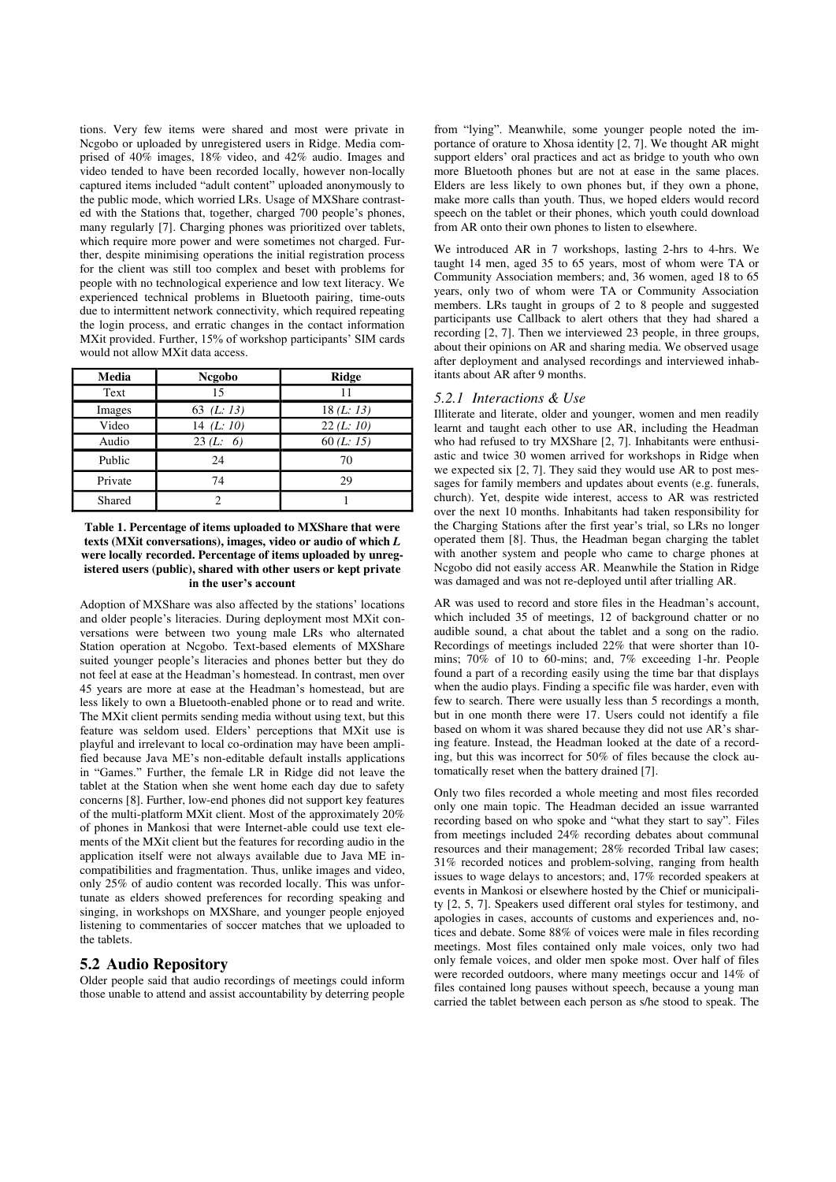tions. Very few items were shared and most were private in Ncgobo or uploaded by unregistered users in Ridge. Media comprised of 40% images, 18% video, and 42% audio. Images and video tended to have been recorded locally, however non-locally captured items included "adult content" uploaded anonymously to the public mode, which worried LRs. Usage of MXShare contrasted with the Stations that, together, charged 700 people's phones, many regularly [7]. Charging phones was prioritized over tablets, which require more power and were sometimes not charged. Further, despite minimising operations the initial registration process for the client was still too complex and beset with problems for people with no technological experience and low text literacy. We experienced technical problems in Bluetooth pairing, time-outs due to intermittent network connectivity, which required repeating the login process, and erratic changes in the contact information MXit provided. Further, 15% of workshop participants' SIM cards would not allow MXit data access.

| Media | Ncgobo | Ridge |
|---|---|---|
| Text | 15 | 11 |
| Images | 63 *(L: 13)* | 18 *(L: 13)* |
| Video | 14 *(L: 10)* | 22 *(L: 10)* |
| Audio | 23 *(L: 6)* | 60 *(L: 15)* |
| Public | 24 | 70 |
| Private | 74 | 29 |
| Shared | 2 | 1 |

**Table 1. Percentage of items uploaded to MXShare that were texts (MXit conversations), images, video or audio of which *L* were locally recorded. Percentage of items uploaded by unregistered users (public), shared with other users or kept private in the user's account**

Adoption of MXShare was also affected by the stations' locations and older people's literacies. During deployment most MXit conversations were between two young male LRs who alternated Station operation at Ncgobo. Text-based elements of MXShare suited younger people's literacies and phones better but they do not feel at ease at the Headman's homestead. In contrast, men over 45 years are more at ease at the Headman's homestead, but are less likely to own a Bluetooth-enabled phone or to read and write. The MXit client permits sending media without using text, but this feature was seldom used. Elders' perceptions that MXit use is playful and irrelevant to local co-ordination may have been amplified because Java ME's non-editable default installs applications in "Games." Further, the female LR in Ridge did not leave the tablet at the Station when she went home each day due to safety concerns [8]. Further, low-end phones did not support key features of the multi-platform MXit client. Most of the approximately 20% of phones in Mankosi that were Internet-able could use text elements of the MXit client but the features for recording audio in the application itself were not always available due to Java ME incompatibilities and fragmentation. Thus, unlike images and video, only 25% of audio content was recorded locally. This was unfortunate as elders showed preferences for recording speaking and singing, in workshops on MXShare, and younger people enjoyed listening to commentaries of soccer matches that we uploaded to the tablets.

## 5.2 Audio Repository

Older people said that audio recordings of meetings could inform those unable to attend and assist accountability by deterring people from "lying". Meanwhile, some younger people noted the importance of orature to Xhosa identity [2, 7]. We thought AR might support elders' oral practices and act as bridge to youth who own more Bluetooth phones but are not at ease in the same places. Elders are less likely to own phones but, if they own a phone, make more calls than youth. Thus, we hoped elders would record speech on the tablet or their phones, which youth could download from AR onto their own phones to listen to elsewhere.

We introduced AR in 7 workshops, lasting 2-hrs to 4-hrs. We taught 14 men, aged 35 to 65 years, most of whom were TA or Community Association members; and, 36 women, aged 18 to 65 years, only two of whom were TA or Community Association members. LRs taught in groups of 2 to 8 people and suggested participants use Callback to alert others that they had shared a recording [2, 7]. Then we interviewed 23 people, in three groups, about their opinions on AR and sharing media. We observed usage after deployment and analysed recordings and interviewed inhabitants about AR after 9 months.

### 5.2.1 *Interactions & Use*

Illiterate and literate, older and younger, women and men readily learnt and taught each other to use AR, including the Headman who had refused to try MXShare [2, 7]. Inhabitants were enthusiastic and twice 30 women arrived for workshops in Ridge when we expected six [2, 7]. They said they would use AR to post messages for family members and updates about events (e.g. funerals, church). Yet, despite wide interest, access to AR was restricted over the next 10 months. Inhabitants had taken responsibility for the Charging Stations after the first year's trial, so LRs no longer operated them [8]. Thus, the Headman began charging the tablet with another system and people who came to charge phones at Ncgobo did not easily access AR. Meanwhile the Station in Ridge was damaged and was not re-deployed until after trialling AR.

AR was used to record and store files in the Headman's account, which included 35 of meetings, 12 of background chatter or no audible sound, a chat about the tablet and a song on the radio. Recordings of meetings included 22% that were shorter than 10-mins; 70% of 10 to 60-mins; and, 7% exceeding 1-hr. People found a part of a recording easily using the time bar that displays when the audio plays. Finding a specific file was harder, even with few to search. There were usually less than 5 recordings a month, but in one month there were 17. Users could not identify a file based on whom it was shared because they did not use AR's sharing feature. Instead, the Headman looked at the date of a recording, but this was incorrect for 50% of files because the clock automatically reset when the battery drained [7].

Only two files recorded a whole meeting and most files recorded only one main topic. The Headman decided an issue warranted recording based on who spoke and "what they start to say". Files from meetings included 24% recording debates about communal resources and their management; 28% recorded Tribal law cases; 31% recorded notices and problem-solving, ranging from health issues to wage delays to ancestors; and, 17% recorded speakers at events in Mankosi or elsewhere hosted by the Chief or municipality [2, 5, 7]. Speakers used different oral styles for testimony, and apologies in cases, accounts of customs and experiences and, notices and debate. Some 88% of voices were male in files recording meetings. Most files contained only male voices, only two had only female voices, and older men spoke most. Over half of files were recorded outdoors, where many meetings occur and 14% of files contained long pauses without speech, because a young man carried the tablet between each person as s/he stood to speak. The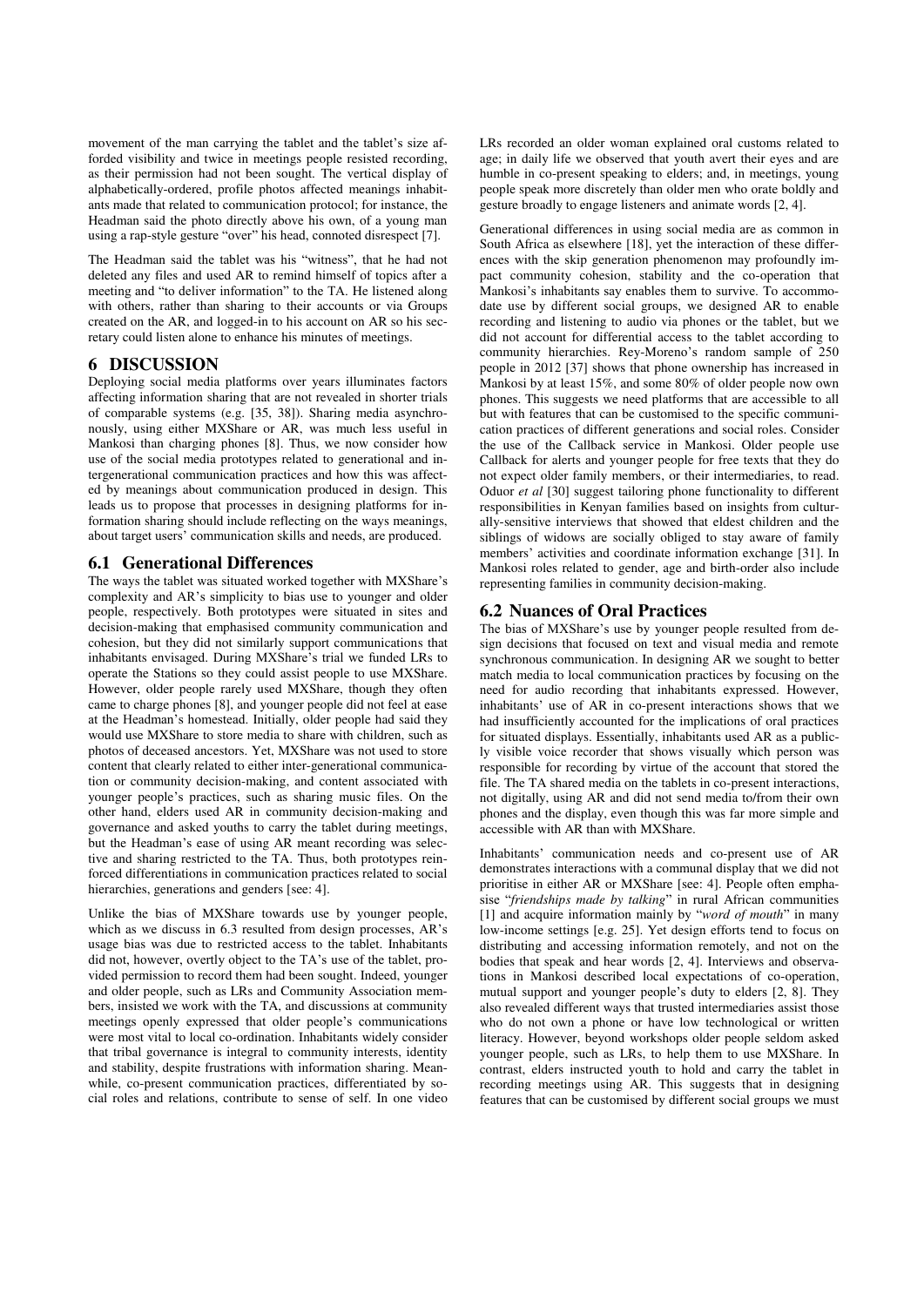movement of the man carrying the tablet and the tablet's size afforded visibility and twice in meetings people resisted recording, as their permission had not been sought. The vertical display of alphabetically-ordered, profile photos affected meanings inhabitants made that related to communication protocol; for instance, the Headman said the photo directly above his own, of a young man using a rap-style gesture "over" his head, connoted disrespect [7].

The Headman said the tablet was his "witness", that he had not deleted any files and used AR to remind himself of topics after a meeting and "to deliver information" to the TA. He listened along with others, rather than sharing to their accounts or via Groups created on the AR, and logged-in to his account on AR so his secretary could listen alone to enhance his minutes of meetings.

## 6 DISCUSSION

Deploying social media platforms over years illuminates factors affecting information sharing that are not revealed in shorter trials of comparable systems (e.g. [35, 38]). Sharing media asynchronously, using either MXShare or AR, was much less useful in Mankosi than charging phones [8]. Thus, we now consider how use of the social media prototypes related to generational and intergenerational communication practices and how this was affected by meanings about communication produced in design. This leads us to propose that processes in designing platforms for information sharing should include reflecting on the ways meanings, about target users' communication skills and needs, are produced.

### 6.1 Generational Differences

The ways the tablet was situated worked together with MXShare's complexity and AR's simplicity to bias use to younger and older people, respectively. Both prototypes were situated in sites and decision-making that emphasised community communication and cohesion, but they did not similarly support communications that inhabitants envisaged. During MXShare's trial we funded LRs to operate the Stations so they could assist people to use MXShare. However, older people rarely used MXShare, though they often came to charge phones [8], and younger people did not feel at ease at the Headman's homestead. Initially, older people had said they would use MXShare to store media to share with children, such as photos of deceased ancestors. Yet, MXShare was not used to store content that clearly related to either inter-generational communication or community decision-making, and content associated with younger people's practices, such as sharing music files. On the other hand, elders used AR in community decision-making and governance and asked youths to carry the tablet during meetings, but the Headman's ease of using AR meant recording was selective and sharing restricted to the TA. Thus, both prototypes reinforced differentiations in communication practices related to social hierarchies, generations and genders [see: 4].

Unlike the bias of MXShare towards use by younger people, which as we discuss in 6.3 resulted from design processes, AR's usage bias was due to restricted access to the tablet. Inhabitants did not, however, overtly object to the TA's use of the tablet, provided permission to record them had been sought. Indeed, younger and older people, such as LRs and Community Association members, insisted we work with the TA, and discussions at community meetings openly expressed that older people's communications were most vital to local co-ordination. Inhabitants widely consider that tribal governance is integral to community interests, identity and stability, despite frustrations with information sharing. Meanwhile, co-present communication practices, differentiated by social roles and relations, contribute to sense of self. In one video LRs recorded an older woman explained oral customs related to age; in daily life we observed that youth avert their eyes and are humble in co-present speaking to elders; and, in meetings, young people speak more discretely than older men who orate boldly and gesture broadly to engage listeners and animate words [2, 4].

Generational differences in using social media are as common in South Africa as elsewhere [18], yet the interaction of these differences with the skip generation phenomenon may profoundly impact community cohesion, stability and the co-operation that Mankosi's inhabitants say enables them to survive. To accommodate use by different social groups, we designed AR to enable recording and listening to audio via phones or the tablet, but we did not account for differential access to the tablet according to community hierarchies. Rey-Moreno's random sample of 250 people in 2012 [37] shows that phone ownership has increased in Mankosi by at least 15%, and some 80% of older people now own phones. This suggests we need platforms that are accessible to all but with features that can be customised to the specific communication practices of different generations and social roles. Consider the use of the Callback service in Mankosi. Older people use Callback for alerts and younger people for free texts that they do not expect older family members, or their intermediaries, to read. Oduor *et al* [30] suggest tailoring phone functionality to different responsibilities in Kenyan families based on insights from culturally-sensitive interviews that showed that eldest children and the siblings of widows are socially obliged to stay aware of family members' activities and coordinate information exchange [31]. In Mankosi roles related to gender, age and birth-order also include representing families in community decision-making.

### 6.2 Nuances of Oral Practices

The bias of MXShare's use by younger people resulted from design decisions that focused on text and visual media and remote synchronous communication. In designing AR we sought to better match media to local communication practices by focusing on the need for audio recording that inhabitants expressed. However, inhabitants' use of AR in co-present interactions shows that we had insufficiently accounted for the implications of oral practices for situated displays. Essentially, inhabitants used AR as a publicly visible voice recorder that shows visually which person was responsible for recording by virtue of the account that stored the file. The TA shared media on the tablets in co-present interactions, not digitally, using AR and did not send media to/from their own phones and the display, even though this was far more simple and accessible with AR than with MXShare.

Inhabitants' communication needs and co-present use of AR demonstrates interactions with a communal display that we did not prioritise in either AR or MXShare [see: 4]. People often emphasise "*friendships made by talking*" in rural African communities [1] and acquire information mainly by "*word of mouth*" in many low-income settings [e.g. 25]. Yet design efforts tend to focus on distributing and accessing information remotely, and not on the bodies that speak and hear words [2, 4]. Interviews and observations in Mankosi described local expectations of co-operation, mutual support and younger people's duty to elders [2, 8]. They also revealed different ways that trusted intermediaries assist those who do not own a phone or have low technological or written literacy. However, beyond workshops older people seldom asked younger people, such as LRs, to help them to use MXShare. In contrast, elders instructed youth to hold and carry the tablet in recording meetings using AR. This suggests that in designing features that can be customised by different social groups we must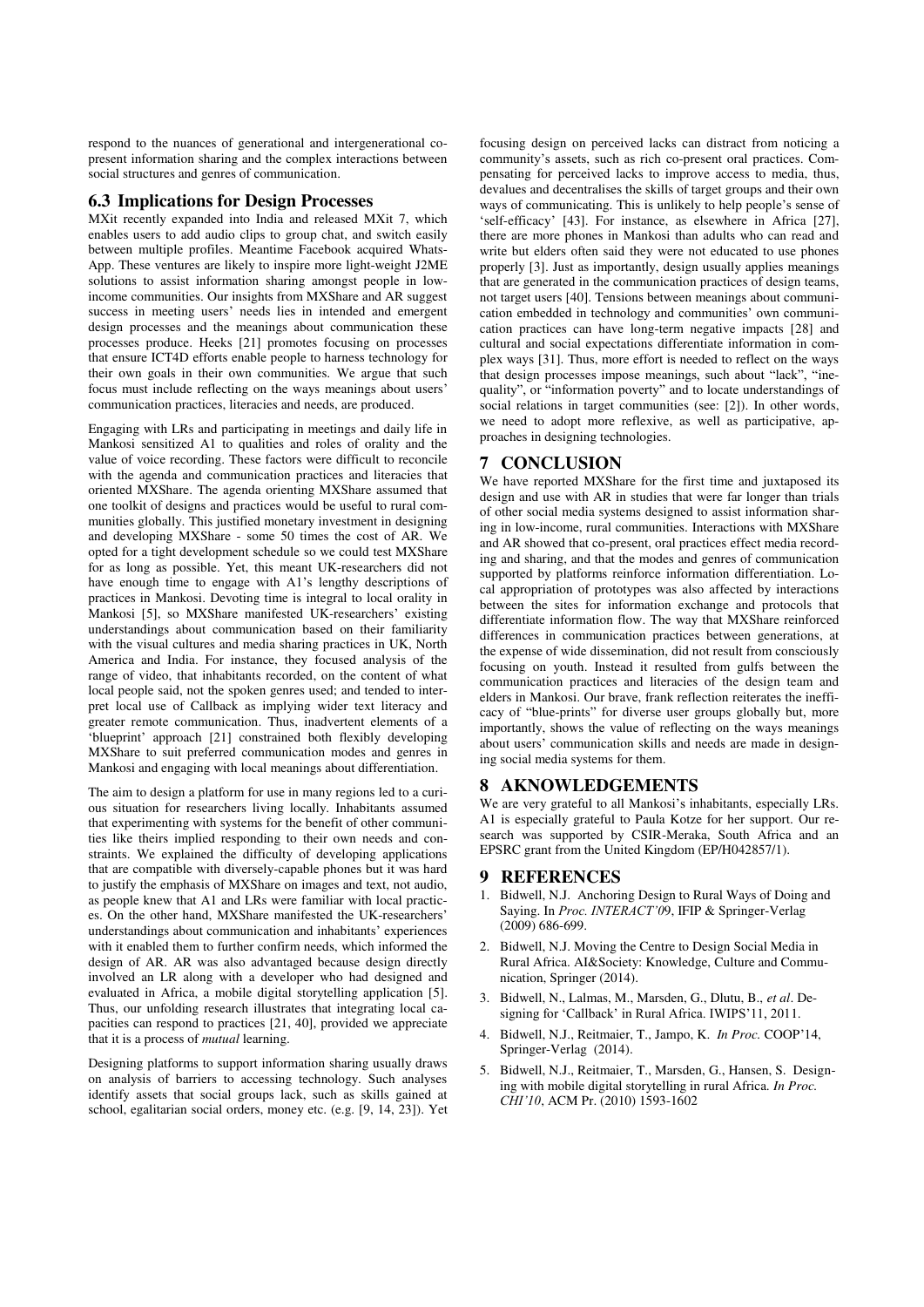respond to the nuances of generational and intergenerational co-present information sharing and the complex interactions between social structures and genres of communication.

## 6.3 Implications for Design Processes

MXit recently expanded into India and released MXit 7, which enables users to add audio clips to group chat, and switch easily between multiple profiles. Meantime Facebook acquired WhatsApp. These ventures are likely to inspire more light-weight J2ME solutions to assist information sharing amongst people in low-income communities. Our insights from MXShare and AR suggest success in meeting users' needs lies in intended and emergent design processes and the meanings about communication these processes produce. Heeks [21] promotes focusing on processes that ensure ICT4D efforts enable people to harness technology for their own goals in their own communities. We argue that such focus must include reflecting on the ways meanings about users' communication practices, literacies and needs, are produced.

Engaging with LRs and participating in meetings and daily life in Mankosi sensitized A1 to qualities and roles of orality and the value of voice recording. These factors were difficult to reconcile with the agenda and communication practices and literacies that oriented MXShare. The agenda orienting MXShare assumed that one toolkit of designs and practices would be useful to rural communities globally. This justified monetary investment in designing and developing MXShare - some 50 times the cost of AR. We opted for a tight development schedule so we could test MXShare for as long as possible. Yet, this meant UK-researchers did not have enough time to engage with A1's lengthy descriptions of practices in Mankosi. Devoting time is integral to local orality in Mankosi [5], so MXShare manifested UK-researchers' existing understandings about communication based on their familiarity with the visual cultures and media sharing practices in UK, North America and India. For instance, they focused analysis of the range of video, that inhabitants recorded, on the content of what local people said, not the spoken genres used; and tended to interpret local use of Callback as implying wider text literacy and greater remote communication. Thus, inadvertent elements of a 'blueprint' approach [21] constrained both flexibly developing MXShare to suit preferred communication modes and genres in Mankosi and engaging with local meanings about differentiation.

The aim to design a platform for use in many regions led to a curious situation for researchers living locally. Inhabitants assumed that experimenting with systems for the benefit of other communities like theirs implied responding to their own needs and constraints. We explained the difficulty of developing applications that are compatible with diversely-capable phones but it was hard to justify the emphasis of MXShare on images and text, not audio, as people knew that A1 and LRs were familiar with local practices. On the other hand, MXShare manifested the UK-researchers' understandings about communication and inhabitants' experiences with it enabled them to further confirm needs, which informed the design of AR. AR was also advantaged because design directly involved an LR along with a developer who had designed and evaluated in Africa, a mobile digital storytelling application [5]. Thus, our unfolding research illustrates that integrating local capacities can respond to practices [21, 40], provided we appreciate that it is a process of *mutual* learning.

Designing platforms to support information sharing usually draws on analysis of barriers to accessing technology. Such analyses identify assets that social groups lack, such as skills gained at school, egalitarian social orders, money etc. (e.g. [9, 14, 23]). Yet focusing design on perceived lacks can distract from noticing a community's assets, such as rich co-present oral practices. Compensating for perceived lacks to improve access to media, thus, devalues and decentralises the skills of target groups and their own ways of communicating. This is unlikely to help people's sense of 'self-efficacy' [43]. For instance, as elsewhere in Africa [27], there are more phones in Mankosi than adults who can read and write but elders often said they were not educated to use phones properly [3]. Just as importantly, design usually applies meanings that are generated in the communication practices of design teams, not target users [40]. Tensions between meanings about communication embedded in technology and communities' own communication practices can have long-term negative impacts [28] and cultural and social expectations differentiate information in complex ways [31]. Thus, more effort is needed to reflect on the ways that design processes impose meanings, such about "lack", "inequality", or "information poverty" and to locate understandings of social relations in target communities (see: [2]). In other words, we need to adopt more reflexive, as well as participative, approaches in designing technologies.

# 7 CONCLUSION

We have reported MXShare for the first time and juxtaposed its design and use with AR in studies that were far longer than trials of other social media systems designed to assist information sharing in low-income, rural communities. Interactions with MXShare and AR showed that co-present, oral practices effect media recording and sharing, and that the modes and genres of communication supported by platforms reinforce information differentiation. Local appropriation of prototypes was also affected by interactions between the sites for information exchange and protocols that differentiate information flow. The way that MXShare reinforced differences in communication practices between generations, at the expense of wide dissemination, did not result from consciously focusing on youth. Instead it resulted from gulfs between the communication practices and literacies of the design team and elders in Mankosi. Our brave, frank reflection reiterates the inefficacy of "blue-prints" for diverse user groups globally but, more importantly, shows the value of reflecting on the ways meanings about users' communication skills and needs are made in designing social media systems for them.

# 8 AKNOWLEDGEMENTS

We are very grateful to all Mankosi's inhabitants, especially LRs. A1 is especially grateful to Paula Kotze for her support. Our research was supported by CSIR-Meraka, South Africa and an EPSRC grant from the United Kingdom (EP/H042857/1).

# 9 REFERENCES

1. Bidwell, N.J. Anchoring Design to Rural Ways of Doing and Saying. In *Proc. INTERACT'0*9, IFIP & Springer-Verlag (2009) 686-699.
2. Bidwell, N.J. Moving the Centre to Design Social Media in Rural Africa. AI&Society: Knowledge, Culture and Communication, Springer (2014).
3. Bidwell, N., Lalmas, M., Marsden, G., Dlutu, B., *et al*. Designing for 'Callback' in Rural Africa. IWIPS'11, 2011.
4. Bidwell, N.J., Reitmaier, T., Jampo, K. *In Proc.* COOP'14, Springer-Verlag (2014).
5. Bidwell, N.J., Reitmaier, T., Marsden, G., Hansen, S. Designing with mobile digital storytelling in rural Africa. *In Proc. CHI'10*, ACM Pr. (2010) 1593-1602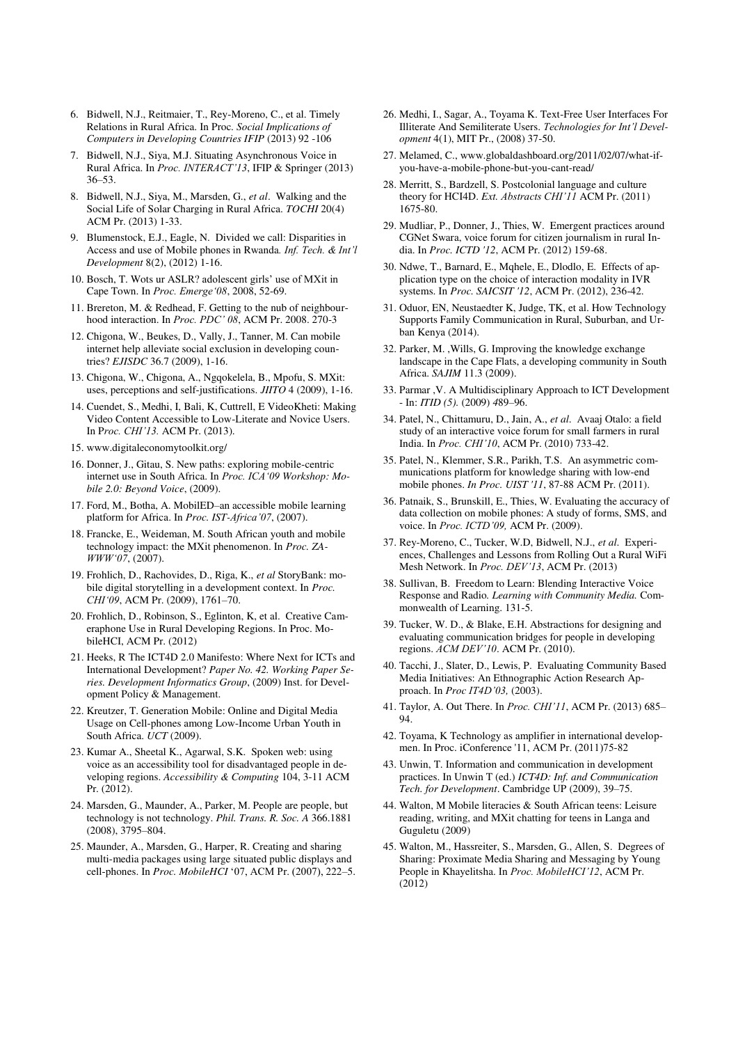6. Bidwell, N.J., Reitmaier, T., Rey-Moreno, C., et al. Timely Relations in Rural Africa. In Proc. *Social Implications of Computers in Developing Countries IFIP* (2013) 92 -106

7. Bidwell, N.J., Siya, M.J. Situating Asynchronous Voice in Rural Africa. In *Proc. INTERACT'13*, IFIP & Springer (2013) 36–53.

8. Bidwell, N.J., Siya, M., Marsden, G., *et al*. Walking and the Social Life of Solar Charging in Rural Africa. *TOCHI* 20(4) ACM Pr. (2013) 1-33.

9. Blumenstock, E.J., Eagle, N. Divided we call: Disparities in Access and use of Mobile phones in Rwanda*. Inf. Tech. & Int'l Development* 8(2), (2012) 1-16.

10. Bosch, T. Wots ur ASLR? adolescent girls' use of MXit in Cape Town. In *Proc. Emerge'08*, 2008, 52-69.

11. Brereton, M. & Redhead, F. Getting to the nub of neighbourhood interaction. In *Proc. PDC' 08*, ACM Pr. 2008. 270-3

12. Chigona, W., Beukes, D., Vally, J., Tanner, M. Can mobile internet help alleviate social exclusion in developing countries? *EJISDC* 36.7 (2009), 1-16.

13. Chigona, W., Chigona, A., Ngqokelela, B., Mpofu, S. MXit: uses, perceptions and self-justifications. *JIITO* 4 (2009), 1-16.

14. Cuendet, S., Medhi, I, Bali, K, Cuttrell, E VideoKheti: Making Video Content Accessible to Low-Literate and Novice Users. In P*roc. CHI'13.* ACM Pr. (2013).

15. www.digitaleconomytoolkit.org/

16. Donner, J., Gitau, S. New paths: exploring mobile-centric internet use in South Africa. In *Proc. ICA'09 Workshop: Mobile 2.0: Beyond Voice*, (2009).

17. Ford, M., Botha, A. MobilED–an accessible mobile learning platform for Africa. In *Proc. IST-Africa'07*, (2007).

18. Francke, E., Weideman, M. South African youth and mobile technology impact: the MXit phenomenon. In *Proc. ZA-WWW'07*, (2007).

19. Frohlich, D., Rachovides, D., Riga, K., *et al* StoryBank: mobile digital storytelling in a development context. In *Proc. CHI'09*, ACM Pr. (2009), 1761–70.

20. Frohlich, D., Robinson, S., Eglinton, K, et al. Creative Cameraphone Use in Rural Developing Regions. In Proc. MobileHCI, ACM Pr. (2012)

21. Heeks, R The ICT4D 2.0 Manifesto: Where Next for ICTs and International Development? *Paper No. 42. Working Paper Series. Development Informatics Group*, (2009) Inst. for Development Policy & Management.

22. Kreutzer, T. Generation Mobile: Online and Digital Media Usage on Cell-phones among Low-Income Urban Youth in South Africa. *UCT* (2009).

23. Kumar A., Sheetal K., Agarwal, S.K. Spoken web: using voice as an accessibility tool for disadvantaged people in developing regions. *Accessibility & Computing* 104, 3-11 ACM Pr. (2012).

24. Marsden, G., Maunder, A., Parker, M. People are people, but technology is not technology. *Phil. Trans. R. Soc. A* 366.1881 (2008), 3795–804.

25. Maunder, A., Marsden, G., Harper, R. Creating and sharing multi-media packages using large situated public displays and cell-phones. In *Proc. MobileHCI* '07, ACM Pr. (2007), 222–5.

26. Medhi, I., Sagar, A., Toyama K. Text-Free User Interfaces For Illiterate And Semiliterate Users. *Technologies for Int'l Development* 4(1), MIT Pr., (2008) 37-50.

27. Melamed, C., www.globaldashboard.org/2011/02/07/what-if-you-have-a-mobile-phone-but-you-cant-read/

28. Merritt, S., Bardzell, S. Postcolonial language and culture theory for HCI4D. *Ext. Abstracts CHI'11* ACM Pr. (2011) 1675-80.

29. Mudliar, P., Donner, J., Thies, W. Emergent practices around CGNet Swara, voice forum for citizen journalism in rural India. In *Proc. ICTD '12*, ACM Pr. (2012) 159-68.

30. Ndwe, T., Barnard, E., Mqhele, E., Dlodlo, E. Effects of application type on the choice of interaction modality in IVR systems. In *Proc. SAICSIT '12*, ACM Pr. (2012), 236-42.

31. Oduor, EN, Neustaedter K, Judge, TK, et al. How Technology Supports Family Communication in Rural, Suburban, and Urban Kenya (2014).

32. Parker, M. ,Wills, G. Improving the knowledge exchange landscape in the Cape Flats, a developing community in South Africa. *SAJIM* 11.3 (2009).

33. Parmar ,V. A Multidisciplinary Approach to ICT Development - In: *ITID (5).* (2009) 489–96.

34. Patel, N., Chittamuru, D., Jain, A., *et al*. Avaaj Otalo: a field study of an interactive voice forum for small farmers in rural India. In *Proc. CHI'10*, ACM Pr. (2010) 733-42.

35. Patel, N., Klemmer, S.R., Parikh, T.S. An asymmetric communications platform for knowledge sharing with low-end mobile phones. *In Proc. UIST '11*, 87-88 ACM Pr. (2011).

36. Patnaik, S., Brunskill, E., Thies, W. Evaluating the accuracy of data collection on mobile phones: A study of forms, SMS, and voice. In *Proc. ICTD'09,* ACM Pr. (2009).

37. Rey-Moreno, C., Tucker, W.D, Bidwell, N.J., *et al.* Experiences, Challenges and Lessons from Rolling Out a Rural WiFi Mesh Network. In *Proc. DEV'13*, ACM Pr. (2013)

38. Sullivan, B. Freedom to Learn: Blending Interactive Voice Response and Radio*. Learning with Community Media.* Commonwealth of Learning. 131-5.

39. Tucker, W. D., & Blake, E.H. Abstractions for designing and evaluating communication bridges for people in developing regions. *ACM DEV'10*. ACM Pr. (2010).

40. Tacchi, J., Slater, D., Lewis, P. Evaluating Community Based Media Initiatives: An Ethnographic Action Research Approach. In *Proc IT4D'03,* (2003).

41. Taylor, A. Out There. In *Proc. CHI'11*, ACM Pr. (2013) 685–94.

42. Toyama, K Technology as amplifier in international developmen. In Proc. iConference '11, ACM Pr. (2011)75-82

43. Unwin, T. Information and communication in development practices. In Unwin T (ed.) *ICT4D: Inf. and Communication Tech. for Development*. Cambridge UP (2009), 39–75.

44. Walton, M Mobile literacies & South African teens: Leisure reading, writing, and MXit chatting for teens in Langa and Guguletu (2009)

45. Walton, M., Hassreiter, S., Marsden, G., Allen, S. Degrees of Sharing: Proximate Media Sharing and Messaging by Young People in Khayelitsha. In *Proc. MobileHCI'12*, ACM Pr. (2012)